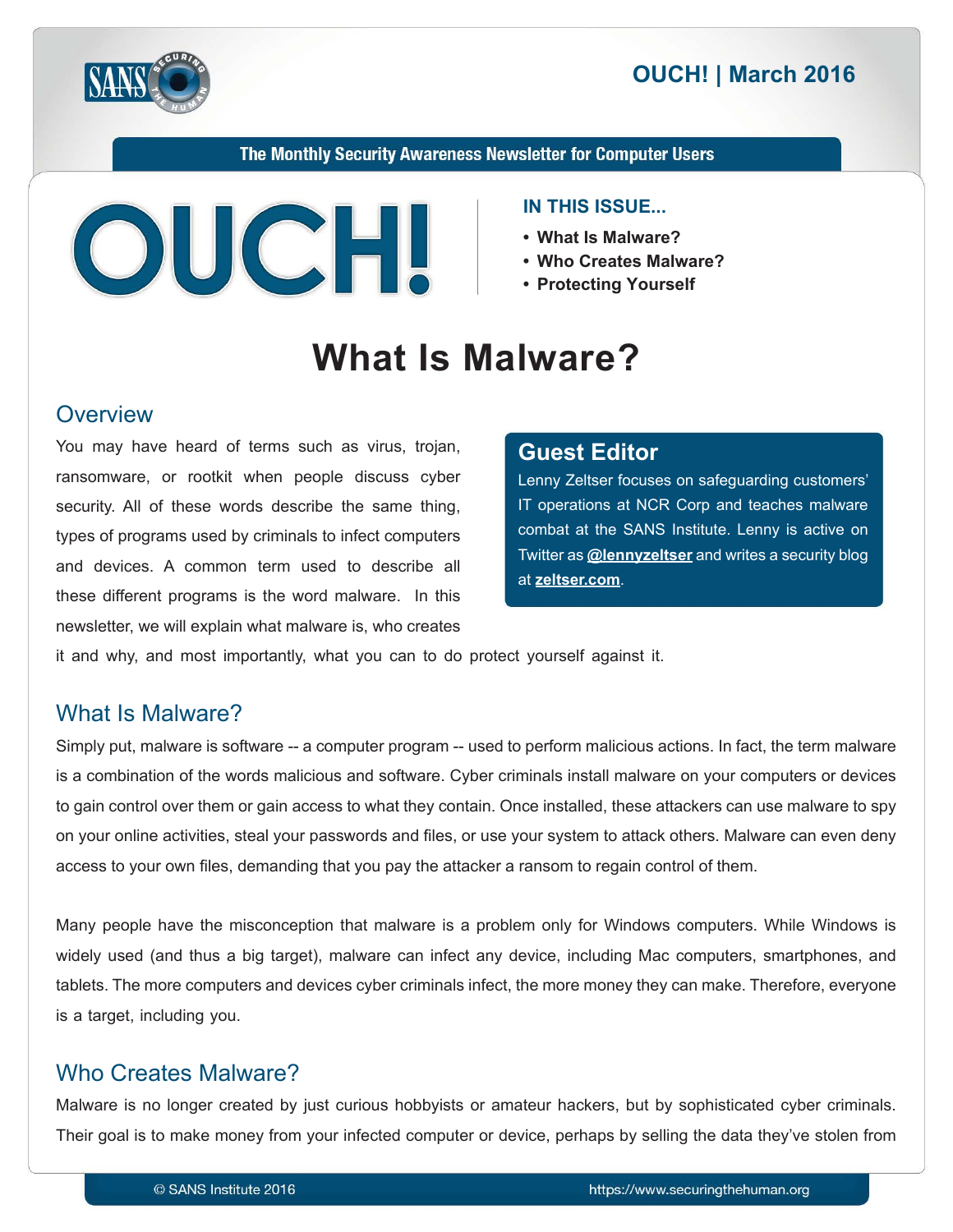The Monthly Security Awareness Newsletter for Computer Users

# OUCH!

**IN THIS ISSUE...**

- **What Is Malware?**
- **Who Creates Malware?**
- **Protecting Yourself**

# What Is Malware?

## Overview

You may have heard of terms such as virus, trojan, ransomware, or rootkit when people discuss cyber security. All of these words describe the same thing, types of programs used by criminals to infect computers and devices. A common term used to describe all these different programs is the word malware. In this newsletter, we will explain what malware is, who creates it and why, and most importantly, what you can to do protect yourself against it.

### Guest Editor

Lenny Zeltser focuses on safeguarding customers' IT operations at NCR Corp and teaches malware combat at the SANS Institute. Lenny is active on Twitter as **@lennyzeltser** and writes a security blog at **zeltser.com**.

## What Is Malware?

Simply put, malware is software -- a computer program -- used to perform malicious actions. In fact, the term malware is a combination of the words malicious and software. Cyber criminals install malware on your computers or devices to gain control over them or gain access to what they contain. Once installed, these attackers can use malware to spy on your online activities, steal your passwords and files, or use your system to attack others. Malware can even deny access to your own files, demanding that you pay the attacker a ransom to regain control of them.

Many people have the misconception that malware is a problem only for Windows computers. While Windows is widely used (and thus a big target), malware can infect any device, including Mac computers, smartphones, and tablets. The more computers and devices cyber criminals infect, the more money they can make. Therefore, everyone is a target, including you.

## Who Creates Malware?

Malware is no longer created by just curious hobbyists or amateur hackers, but by sophisticated cyber criminals. Their goal is to make money from your infected computer or device, perhaps by selling the data they've stolen from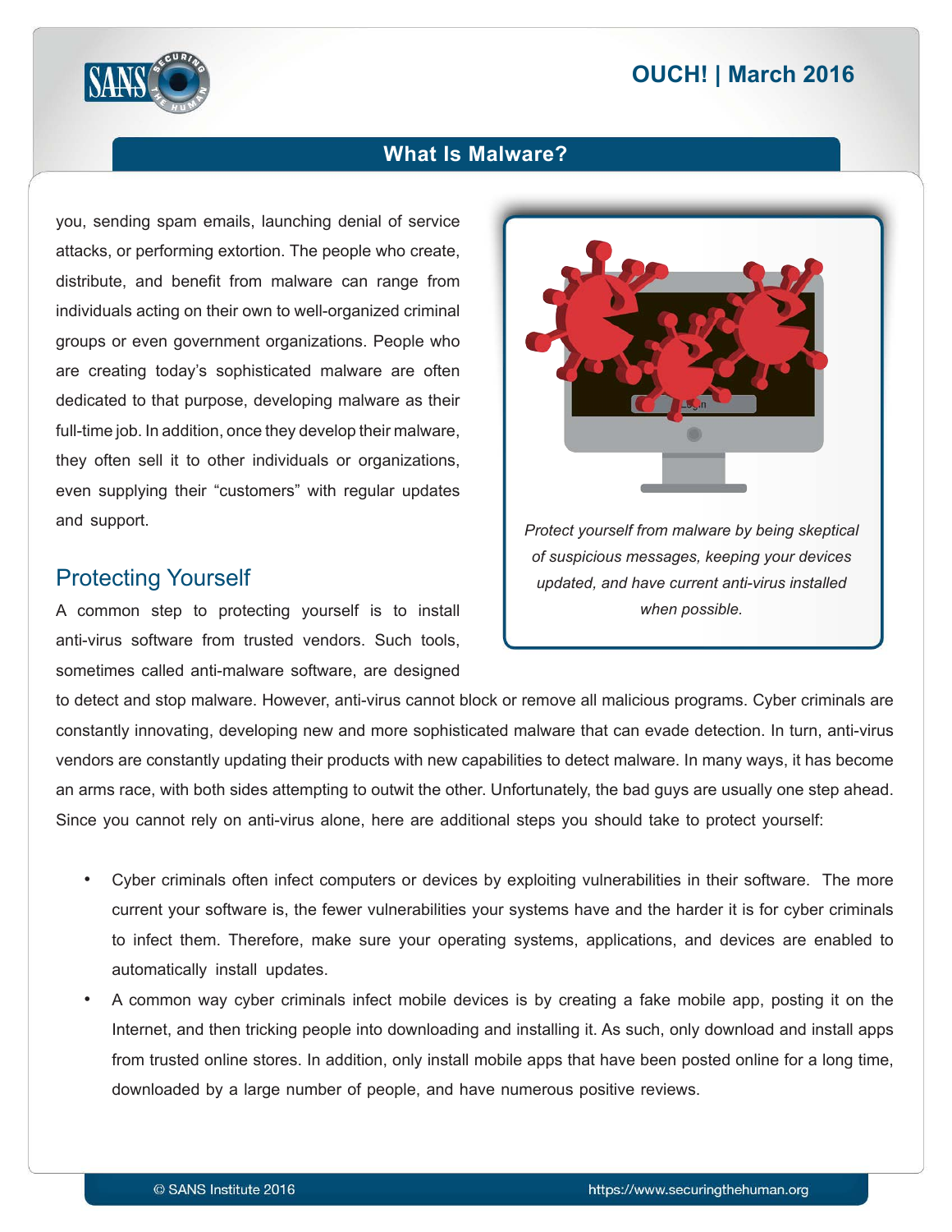you, sending spam emails, launching denial of service attacks, or performing extortion. The people who create, distribute, and benefit from malware can range from individuals acting on their own to well-organized criminal groups or even government organizations. People who are creating today's sophisticated malware are often dedicated to that purpose, developing malware as their full-time job. In addition, once they develop their malware, they often sell it to other individuals or organizations, even supplying their "customers" with regular updates and support.

*Protect yourself from malware by being skeptical of suspicious messages, keeping your devices updated, and have current anti-virus installed when possible.*

## Protecting Yourself

A common step to protecting yourself is to install anti-virus software from trusted vendors. Such tools, sometimes called anti-malware software, are designed to detect and stop malware. However, anti-virus cannot block or remove all malicious programs. Cyber criminals are constantly innovating, developing new and more sophisticated malware that can evade detection. In turn, anti-virus vendors are constantly updating their products with new capabilities to detect malware. In many ways, it has become an arms race, with both sides attempting to outwit the other. Unfortunately, the bad guys are usually one step ahead. Since you cannot rely on anti-virus alone, here are additional steps you should take to protect yourself:

- Cyber criminals often infect computers or devices by exploiting vulnerabilities in their software. The more current your software is, the fewer vulnerabilities your systems have and the harder it is for cyber criminals to infect them. Therefore, make sure your operating systems, applications, and devices are enabled to automatically install updates.
- A common way cyber criminals infect mobile devices is by creating a fake mobile app, posting it on the Internet, and then tricking people into downloading and installing it. As such, only download and install apps from trusted online stores. In addition, only install mobile apps that have been posted online for a long time, downloaded by a large number of people, and have numerous positive reviews.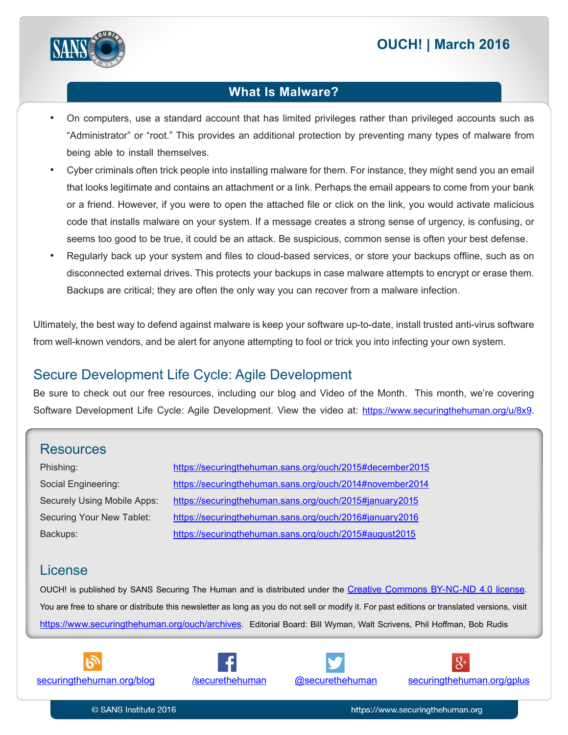## What Is Malware?

- On computers, use a standard account that has limited privileges rather than privileged accounts such as "Administrator" or "root." This provides an additional protection by preventing many types of malware from being able to install themselves.
- Cyber criminals often trick people into installing malware for them. For instance, they might send you an email that looks legitimate and contains an attachment or a link. Perhaps the email appears to come from your bank or a friend. However, if you were to open the attached file or click on the link, you would activate malicious code that installs malware on your system. If a message creates a strong sense of urgency, is confusing, or seems too good to be true, it could be an attack. Be suspicious, common sense is often your best defense.
- Regularly back up your system and files to cloud-based services, or store your backups offline, such as on disconnected external drives. This protects your backups in case malware attempts to encrypt or erase them. Backups are critical; they are often the only way you can recover from a malware infection.

Ultimately, the best way to defend against malware is keep your software up-to-date, install trusted anti-virus software from well-known vendors, and be alert for anyone attempting to fool or trick you into infecting your own system.

## Secure Development Life Cycle: Agile Development

Be sure to check out our free resources, including our blog and Video of the Month. This month, we're covering Software Development Life Cycle: Agile Development. View the video at: https://www.securingthehuman.org/u/8x9.

## Resources

| | |
|---|---|
| Phishing: | https://securingthehuman.sans.org/ouch/2015#december2015 |
| Social Engineering: | https://securingthehuman.sans.org/ouch/2014#november2014 |
| Securely Using Mobile Apps: | https://securingthehuman.sans.org/ouch/2015#january2015 |
| Securing Your New Tablet: | https://securingthehuman.sans.org/ouch/2016#january2016 |
| Backups: | https://securingthehuman.sans.org/ouch/2015#august2015 |

## License

OUCH! is published by SANS Securing The Human and is distributed under the Creative Commons BY-NC-ND 4.0 license. You are free to share or distribute this newsletter as long as you do not sell or modify it. For past editions or translated versions, visit https://www.securingthehuman.org/ouch/archives. Editorial Board: Bill Wyman, Walt Scrivens, Phil Hoffman, Bob Rudis

securingthehuman.org/blog | /securethehuman | @securethehuman | securingthehuman.org/gplus